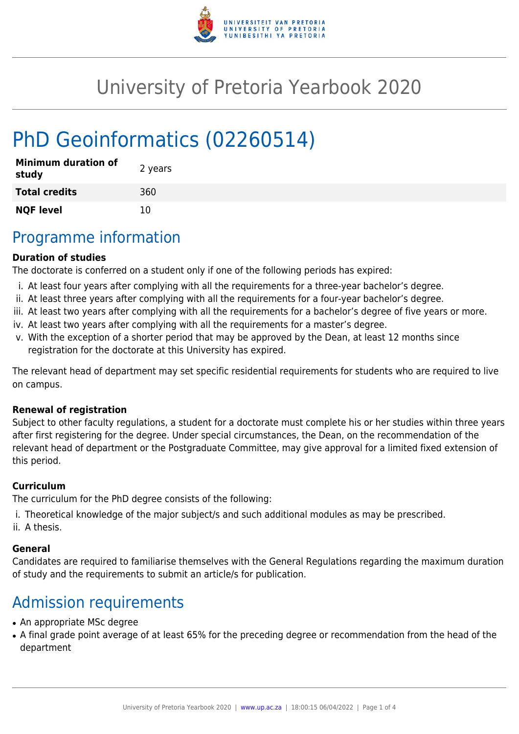# University of Pretoria Yearbook 2020

# PhD Geoinformatics (02260514)

| | |
|---|---|
| **Minimum duration of study** | 2 years |
| **Total credits** | 360 |
| **NQF level** | 10 |

## Programme information

**Duration of studies**

The doctorate is conferred on a student only if one of the following periods has expired:

i. At least four years after complying with all the requirements for a three-year bachelor's degree.
ii. At least three years after complying with all the requirements for a four-year bachelor's degree.
iii. At least two years after complying with all the requirements for a bachelor's degree of five years or more.
iv. At least two years after complying with all the requirements for a master's degree.
v. With the exception of a shorter period that may be approved by the Dean, at least 12 months since registration for the doctorate at this University has expired.

The relevant head of department may set specific residential requirements for students who are required to live on campus.

**Renewal of registration**

Subject to other faculty regulations, a student for a doctorate must complete his or her studies within three years after first registering for the degree. Under special circumstances, the Dean, on the recommendation of the relevant head of department or the Postgraduate Committee, may give approval for a limited fixed extension of this period.

**Curriculum**

The curriculum for the PhD degree consists of the following:

i. Theoretical knowledge of the major subject/s and such additional modules as may be prescribed.
ii. A thesis.

**General**

Candidates are required to familiarise themselves with the General Regulations regarding the maximum duration of study and the requirements to submit an article/s for publication.

## Admission requirements

- An appropriate MSc degree
- A final grade point average of at least 65% for the preceding degree or recommendation from the head of the department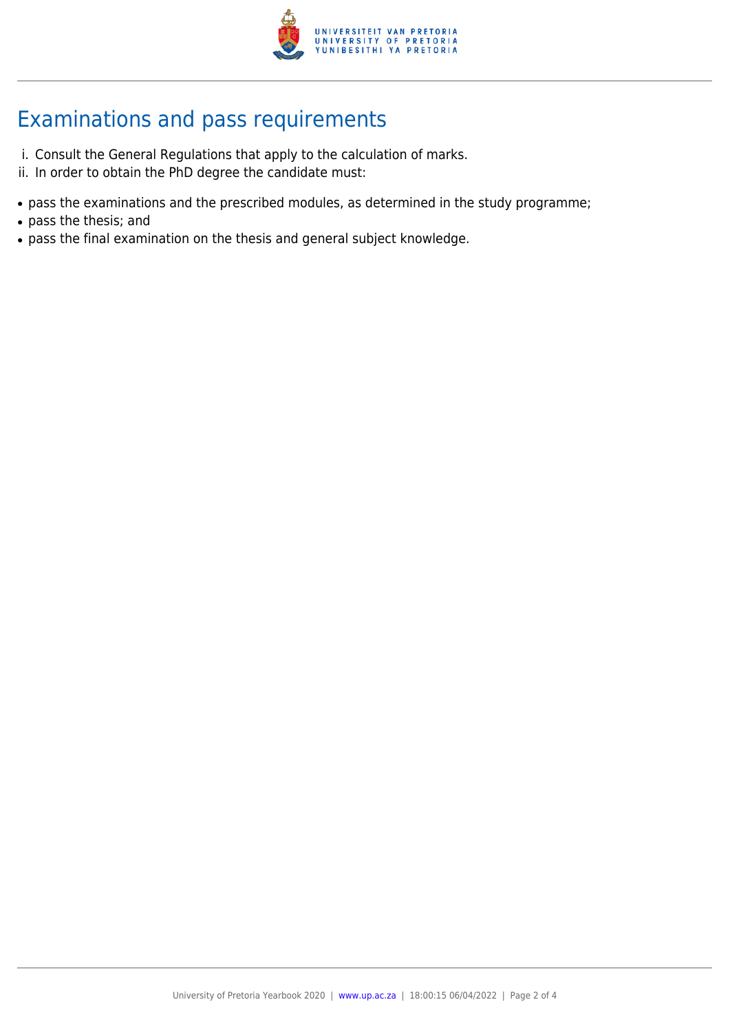## Examinations and pass requirements

i. Consult the General Regulations that apply to the calculation of marks.
ii. In order to obtain the PhD degree the candidate must:

- pass the examinations and the prescribed modules, as determined in the study programme;
- pass the thesis; and
- pass the final examination on the thesis and general subject knowledge.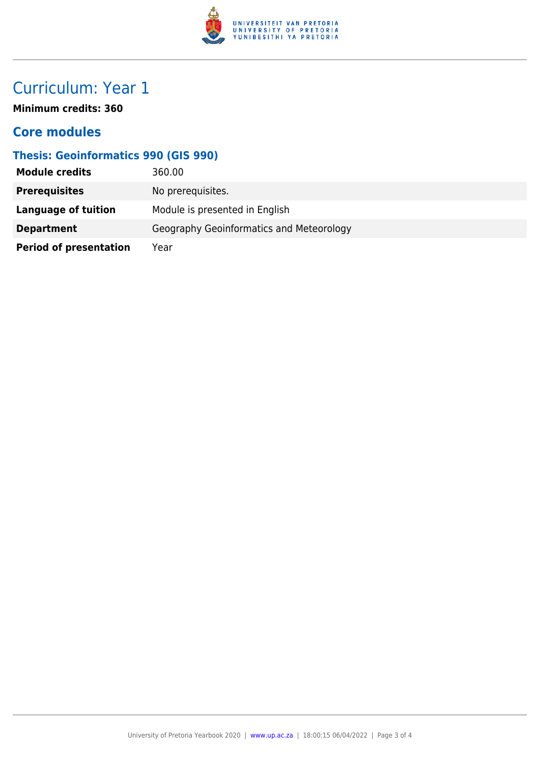# Curriculum: Year 1

**Minimum credits: 360**

## Core modules

### Thesis: Geoinformatics 990 (GIS 990)

| | |
|---|---|
| **Module credits** | 360.00 |
| **Prerequisites** | No prerequisites. |
| **Language of tuition** | Module is presented in English |
| **Department** | Geography Geoinformatics and Meteorology |
| **Period of presentation** | Year |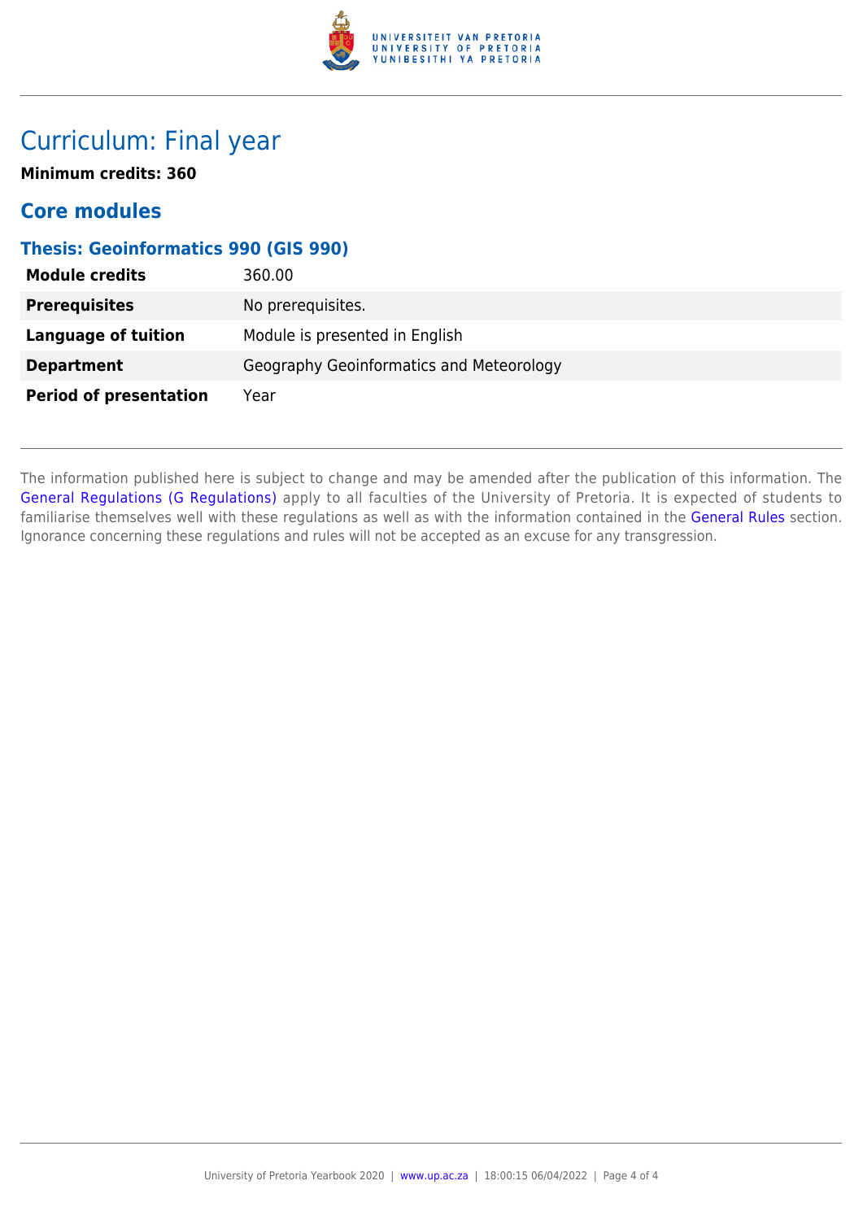# Curriculum: Final year

**Minimum credits: 360**

## Core modules

### Thesis: Geoinformatics 990 (GIS 990)

| | |
|---|---|
| **Module credits** | 360.00 |
| **Prerequisites** | No prerequisites. |
| **Language of tuition** | Module is presented in English |
| **Department** | Geography Geoinformatics and Meteorology |
| **Period of presentation** | Year |

The information published here is subject to change and may be amended after the publication of this information. The General Regulations (G Regulations) apply to all faculties of the University of Pretoria. It is expected of students to familiarise themselves well with these regulations as well as with the information contained in the General Rules section. Ignorance concerning these regulations and rules will not be accepted as an excuse for any transgression.